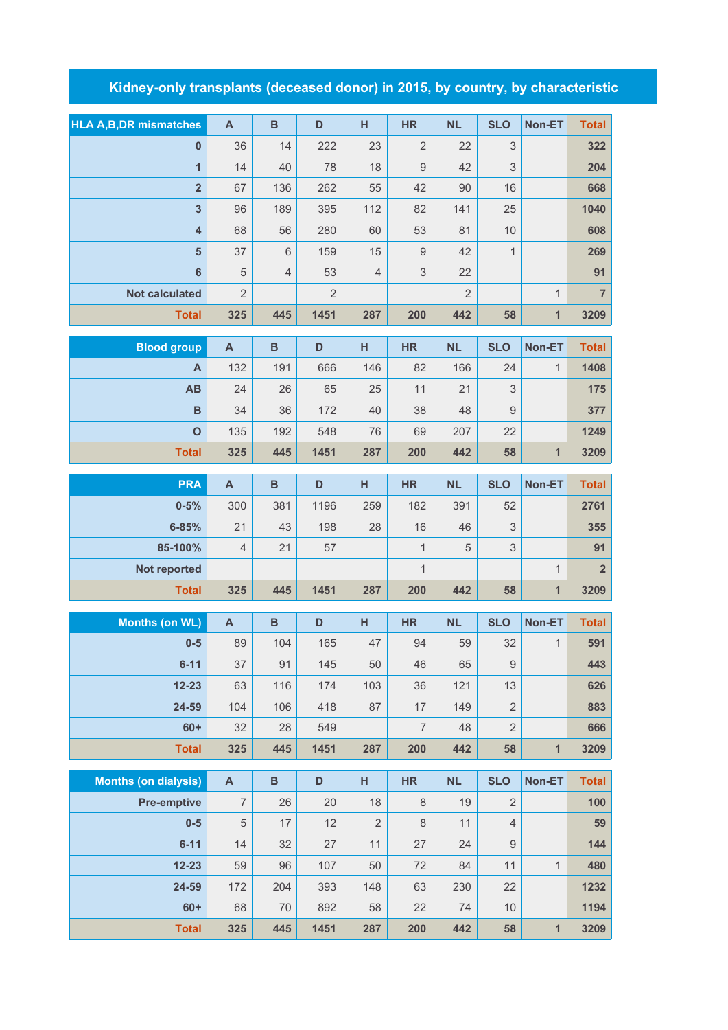# Kidney-only transplants (deceased donor) in 2015, by country, by characteristic

| HLA A,B,DR mismatches | A | B | D | H | HR | NL | SLO | Non-ET | Total |
|---|---|---|---|---|---|---|---|---|---|
| 0 | 36 | 14 | 222 | 23 | 2 | 22 | 3 | | 322 |
| 1 | 14 | 40 | 78 | 18 | 9 | 42 | 3 | | 204 |
| 2 | 67 | 136 | 262 | 55 | 42 | 90 | 16 | | 668 |
| 3 | 96 | 189 | 395 | 112 | 82 | 141 | 25 | | 1040 |
| 4 | 68 | 56 | 280 | 60 | 53 | 81 | 10 | | 608 |
| 5 | 37 | 6 | 159 | 15 | 9 | 42 | 1 | | 269 |
| 6 | 5 | 4 | 53 | 4 | 3 | 22 | | | 91 |
| Not calculated | 2 | | 2 | | | 2 | | 1 | 7 |
| Total | 325 | 445 | 1451 | 287 | 200 | 442 | 58 | 1 | 3209 |

| Blood group | A | B | D | H | HR | NL | SLO | Non-ET | Total |
|---|---|---|---|---|---|---|---|---|---|
| A | 132 | 191 | 666 | 146 | 82 | 166 | 24 | 1 | 1408 |
| AB | 24 | 26 | 65 | 25 | 11 | 21 | 3 | | 175 |
| B | 34 | 36 | 172 | 40 | 38 | 48 | 9 | | 377 |
| O | 135 | 192 | 548 | 76 | 69 | 207 | 22 | | 1249 |
| Total | 325 | 445 | 1451 | 287 | 200 | 442 | 58 | 1 | 3209 |

| PRA | A | B | D | H | HR | NL | SLO | Non-ET | Total |
|---|---|---|---|---|---|---|---|---|---|
| 0-5% | 300 | 381 | 1196 | 259 | 182 | 391 | 52 | | 2761 |
| 6-85% | 21 | 43 | 198 | 28 | 16 | 46 | 3 | | 355 |
| 85-100% | 4 | 21 | 57 | | 1 | 5 | 3 | | 91 |
| Not reported | | | | | 1 | | | 1 | 2 |
| Total | 325 | 445 | 1451 | 287 | 200 | 442 | 58 | 1 | 3209 |

| Months (on WL) | A | B | D | H | HR | NL | SLO | Non-ET | Total |
|---|---|---|---|---|---|---|---|---|---|
| 0-5 | 89 | 104 | 165 | 47 | 94 | 59 | 32 | 1 | 591 |
| 6-11 | 37 | 91 | 145 | 50 | 46 | 65 | 9 | | 443 |
| 12-23 | 63 | 116 | 174 | 103 | 36 | 121 | 13 | | 626 |
| 24-59 | 104 | 106 | 418 | 87 | 17 | 149 | 2 | | 883 |
| 60+ | 32 | 28 | 549 | | 7 | 48 | 2 | | 666 |
| Total | 325 | 445 | 1451 | 287 | 200 | 442 | 58 | 1 | 3209 |

| Months (on dialysis) | A | B | D | H | HR | NL | SLO | Non-ET | Total |
|---|---|---|---|---|---|---|---|---|---|
| Pre-emptive | 7 | 26 | 20 | 18 | 8 | 19 | 2 | | 100 |
| 0-5 | 5 | 17 | 12 | 2 | 8 | 11 | 4 | | 59 |
| 6-11 | 14 | 32 | 27 | 11 | 27 | 24 | 9 | | 144 |
| 12-23 | 59 | 96 | 107 | 50 | 72 | 84 | 11 | 1 | 480 |
| 24-59 | 172 | 204 | 393 | 148 | 63 | 230 | 22 | | 1232 |
| 60+ | 68 | 70 | 892 | 58 | 22 | 74 | 10 | | 1194 |
| Total | 325 | 445 | 1451 | 287 | 200 | 442 | 58 | 1 | 3209 |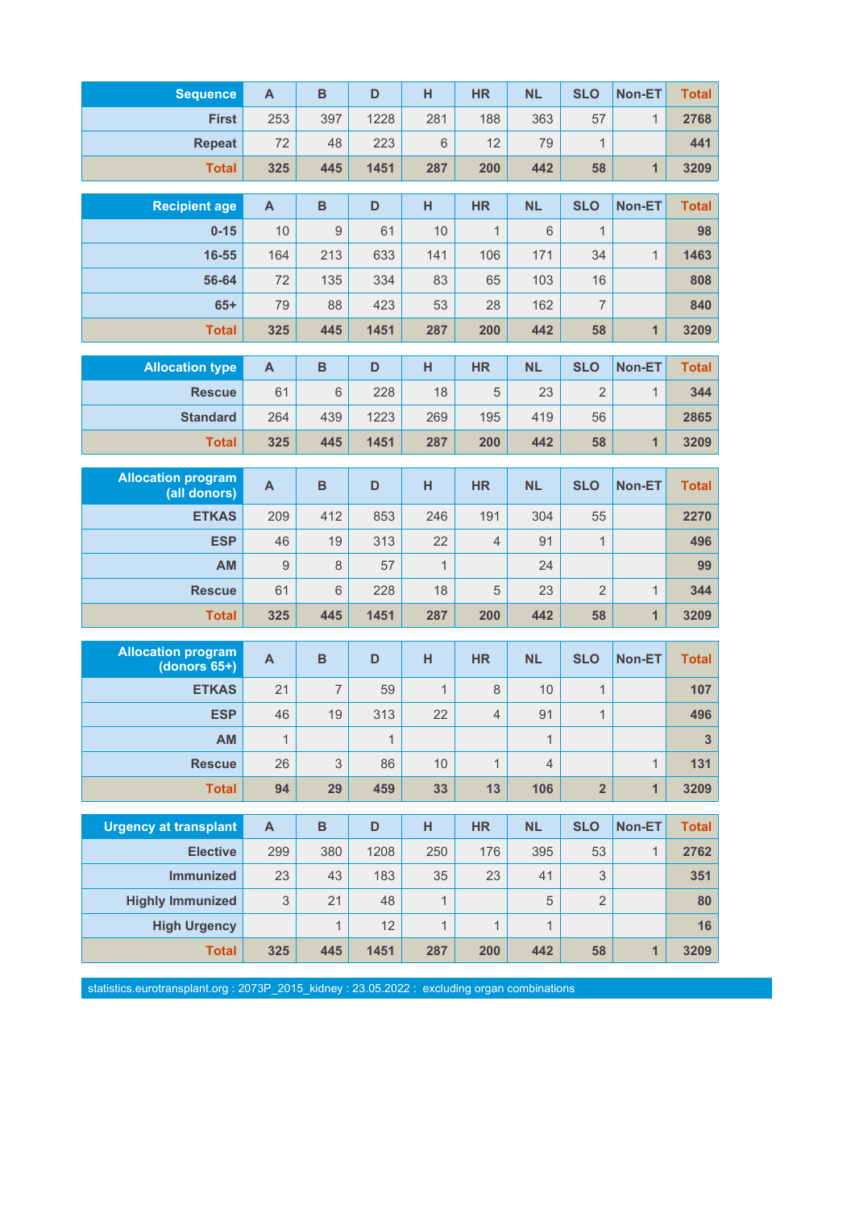| Sequence | A | B | D | H | HR | NL | SLO | Non-ET | Total |
|---|---|---|---|---|---|---|---|---|---|
| First | 253 | 397 | 1228 | 281 | 188 | 363 | 57 | 1 | 2768 |
| Repeat | 72 | 48 | 223 | 6 | 12 | 79 | 1 | | 441 |
| Total | 325 | 445 | 1451 | 287 | 200 | 442 | 58 | 1 | 3209 |

| Recipient age | A | B | D | H | HR | NL | SLO | Non-ET | Total |
|---|---|---|---|---|---|---|---|---|---|
| 0-15 | 10 | 9 | 61 | 10 | 1 | 6 | 1 | | 98 |
| 16-55 | 164 | 213 | 633 | 141 | 106 | 171 | 34 | 1 | 1463 |
| 56-64 | 72 | 135 | 334 | 83 | 65 | 103 | 16 | | 808 |
| 65+ | 79 | 88 | 423 | 53 | 28 | 162 | 7 | | 840 |
| Total | 325 | 445 | 1451 | 287 | 200 | 442 | 58 | 1 | 3209 |

| Allocation type | A | B | D | H | HR | NL | SLO | Non-ET | Total |
|---|---|---|---|---|---|---|---|---|---|
| Rescue | 61 | 6 | 228 | 18 | 5 | 23 | 2 | 1 | 344 |
| Standard | 264 | 439 | 1223 | 269 | 195 | 419 | 56 | | 2865 |
| Total | 325 | 445 | 1451 | 287 | 200 | 442 | 58 | 1 | 3209 |

| Allocation program (all donors) | A | B | D | H | HR | NL | SLO | Non-ET | Total |
|---|---|---|---|---|---|---|---|---|---|
| ETKAS | 209 | 412 | 853 | 246 | 191 | 304 | 55 | | 2270 |
| ESP | 46 | 19 | 313 | 22 | 4 | 91 | 1 | | 496 |
| AM | 9 | 8 | 57 | 1 | | 24 | | | 99 |
| Rescue | 61 | 6 | 228 | 18 | 5 | 23 | 2 | 1 | 344 |
| Total | 325 | 445 | 1451 | 287 | 200 | 442 | 58 | 1 | 3209 |

| Allocation program (donors 65+) | A | B | D | H | HR | NL | SLO | Non-ET | Total |
|---|---|---|---|---|---|---|---|---|---|
| ETKAS | 21 | 7 | 59 | 1 | 8 | 10 | 1 | | 107 |
| ESP | 46 | 19 | 313 | 22 | 4 | 91 | 1 | | 496 |
| AM | 1 | | 1 | | | 1 | | | 3 |
| Rescue | 26 | 3 | 86 | 10 | 1 | 4 | | 1 | 131 |
| Total | 94 | 29 | 459 | 33 | 13 | 106 | 2 | 1 | 3209 |

| Urgency at transplant | A | B | D | H | HR | NL | SLO | Non-ET | Total |
|---|---|---|---|---|---|---|---|---|---|
| Elective | 299 | 380 | 1208 | 250 | 176 | 395 | 53 | 1 | 2762 |
| Immunized | 23 | 43 | 183 | 35 | 23 | 41 | 3 | | 351 |
| Highly Immunized | 3 | 21 | 48 | 1 | | 5 | 2 | | 80 |
| High Urgency | | 1 | 12 | 1 | 1 | 1 | | | 16 |
| Total | 325 | 445 | 1451 | 287 | 200 | 442 | 58 | 1 | 3209 |

statistics.eurotransplant.org : 2073P_2015_kidney : 23.05.2022 : excluding organ combinations